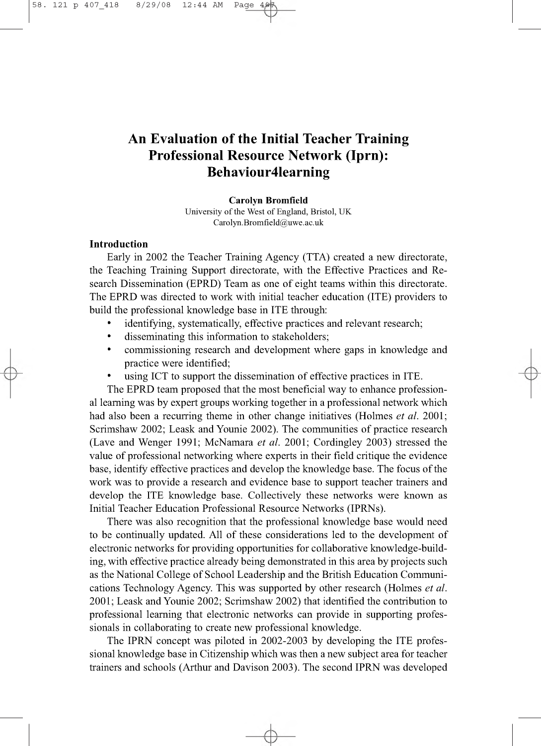# An Evaluation of the Initial Teacher Training Professional Resource Network (Iprn): Behaviour4learning

**Carolyn Bromfield**
University of the West of England, Bristol, UK
Carolyn.Bromfield@uwe.ac.uk

## Introduction

Early in 2002 the Teacher Training Agency (TTA) created a new directorate, the Teaching Training Support directorate, with the Effective Practices and Research Dissemination (EPRD) Team as one of eight teams within this directorate. The EPRD was directed to work with initial teacher education (ITE) providers to build the professional knowledge base in ITE through:

- identifying, systematically, effective practices and relevant research;
- disseminating this information to stakeholders;
- commissioning research and development where gaps in knowledge and practice were identified;
- using ICT to support the dissemination of effective practices in ITE.

The EPRD team proposed that the most beneficial way to enhance professional learning was by expert groups working together in a professional network which had also been a recurring theme in other change initiatives (Holmes *et al.* 2001; Scrimshaw 2002; Leask and Younie 2002). The communities of practice research (Lave and Wenger 1991; McNamara *et al.* 2001; Cordingley 2003) stressed the value of professional networking where experts in their field critique the evidence base, identify effective practices and develop the knowledge base. The focus of the work was to provide a research and evidence base to support teacher trainers and develop the ITE knowledge base. Collectively these networks were known as Initial Teacher Education Professional Resource Networks (IPRNs).

There was also recognition that the professional knowledge base would need to be continually updated. All of these considerations led to the development of electronic networks for providing opportunities for collaborative knowledge-building, with effective practice already being demonstrated in this area by projects such as the National College of School Leadership and the British Education Communications Technology Agency. This was supported by other research (Holmes *et al.* 2001; Leask and Younie 2002; Scrimshaw 2002) that identified the contribution to professional learning that electronic networks can provide in supporting professionals in collaborating to create new professional knowledge.

The IPRN concept was piloted in 2002-2003 by developing the ITE professional knowledge base in Citizenship which was then a new subject area for teacher trainers and schools (Arthur and Davison 2003). The second IPRN was developed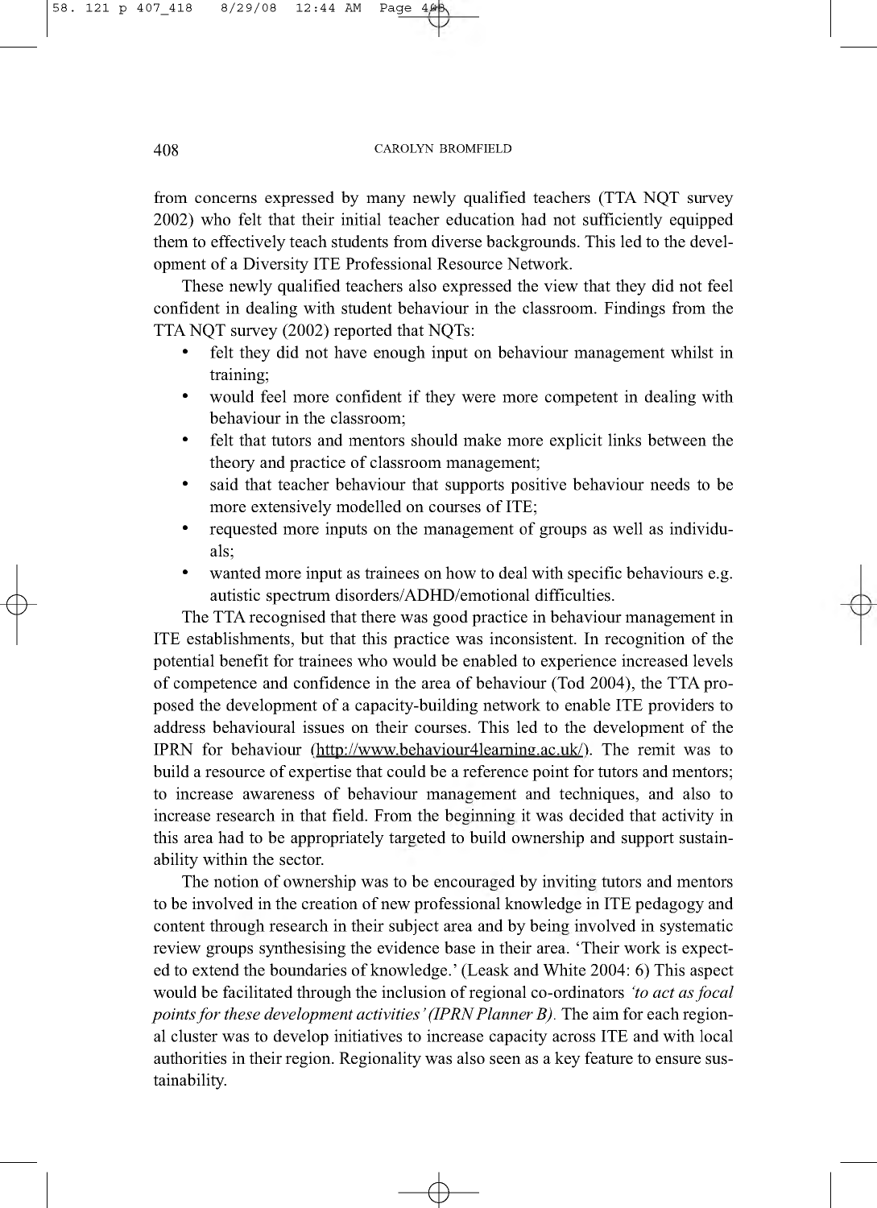from concerns expressed by many newly qualified teachers (TTA NQT survey 2002) who felt that their initial teacher education had not sufficiently equipped them to effectively teach students from diverse backgrounds. This led to the development of a Diversity ITE Professional Resource Network.

These newly qualified teachers also expressed the view that they did not feel confident in dealing with student behaviour in the classroom. Findings from the TTA NQT survey (2002) reported that NQTs:

- felt they did not have enough input on behaviour management whilst in training;
- would feel more confident if they were more competent in dealing with behaviour in the classroom;
- felt that tutors and mentors should make more explicit links between the theory and practice of classroom management;
- said that teacher behaviour that supports positive behaviour needs to be more extensively modelled on courses of ITE;
- requested more inputs on the management of groups as well as individuals;
- wanted more input as trainees on how to deal with specific behaviours e.g. autistic spectrum disorders/ADHD/emotional difficulties.

The TTA recognised that there was good practice in behaviour management in ITE establishments, but that this practice was inconsistent. In recognition of the potential benefit for trainees who would be enabled to experience increased levels of competence and confidence in the area of behaviour (Tod 2004), the TTA proposed the development of a capacity-building network to enable ITE providers to address behavioural issues on their courses. This led to the development of the IPRN for behaviour (http://www.behaviour4learning.ac.uk/). The remit was to build a resource of expertise that could be a reference point for tutors and mentors; to increase awareness of behaviour management and techniques, and also to increase research in that field. From the beginning it was decided that activity in this area had to be appropriately targeted to build ownership and support sustainability within the sector.

The notion of ownership was to be encouraged by inviting tutors and mentors to be involved in the creation of new professional knowledge in ITE pedagogy and content through research in their subject area and by being involved in systematic review groups synthesising the evidence base in their area. 'Their work is expected to extend the boundaries of knowledge.' (Leask and White 2004: 6) This aspect would be facilitated through the inclusion of regional co-ordinators *'to act as focal points for these development activities' (IPRN Planner B).* The aim for each regional cluster was to develop initiatives to increase capacity across ITE and with local authorities in their region. Regionality was also seen as a key feature to ensure sustainability.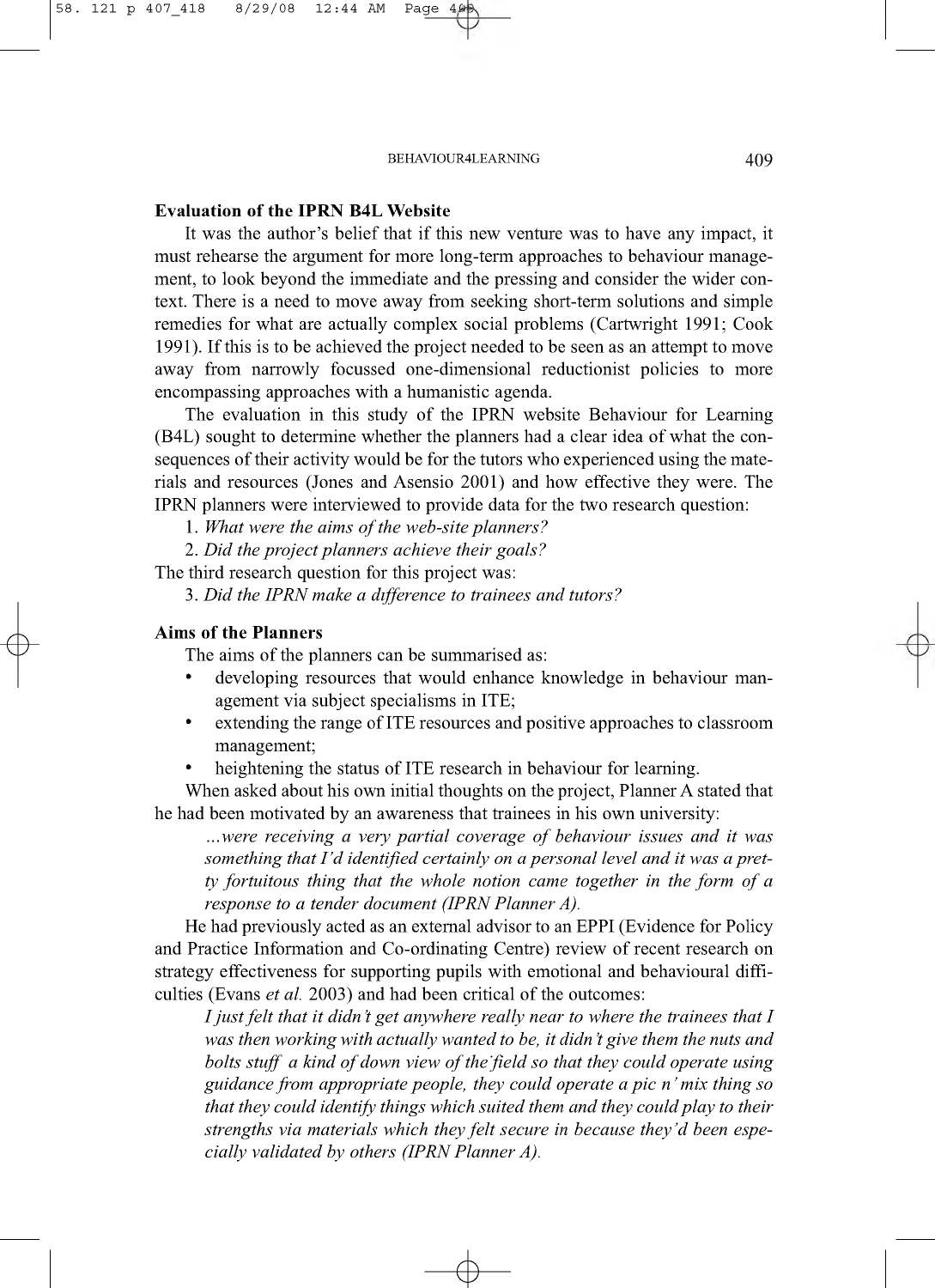## Evaluation of the IPRN B4L Website

It was the author's belief that if this new venture was to have any impact, it must rehearse the argument for more long-term approaches to behaviour management, to look beyond the immediate and the pressing and consider the wider context. There is a need to move away from seeking short-term solutions and simple remedies for what are actually complex social problems (Cartwright 1991; Cook 1991). If this is to be achieved the project needed to be seen as an attempt to move away from narrowly focussed one-dimensional reductionist policies to more encompassing approaches with a humanistic agenda.

The evaluation in this study of the IPRN website Behaviour for Learning (B4L) sought to determine whether the planners had a clear idea of what the consequences of their activity would be for the tutors who experienced using the materials and resources (Jones and Asensio 2001) and how effective they were. The IPRN planners were interviewed to provide data for the two research question:

1. *What were the aims of the web-site planners?*
2. *Did the project planners achieve their goals?*

The third research question for this project was:

3. *Did the IPRN make a difference to trainees and tutors?*

## Aims of the Planners

The aims of the planners can be summarised as:

- developing resources that would enhance knowledge in behaviour management via subject specialisms in ITE;
- extending the range of ITE resources and positive approaches to classroom management;
- heightening the status of ITE research in behaviour for learning.

When asked about his own initial thoughts on the project, Planner A stated that he had been motivated by an awareness that trainees in his own university:

> *...were receiving a very partial coverage of behaviour issues and it was something that I'd identified certainly on a personal level and it was a pretty fortuitous thing that the whole notion came together in the form of a response to a tender document (IPRN Planner A).*

He had previously acted as an external advisor to an EPPI (Evidence for Policy and Practice Information and Co-ordinating Centre) review of recent research on strategy effectiveness for supporting pupils with emotional and behavioural difficulties (Evans *et al.* 2003) and had been critical of the outcomes:

> *I just felt that it didn't get anywhere really near to where the trainees that I was then working with actually wanted to be, it didn't give them the nuts and bolts stuff a kind of down view of the field so that they could operate using guidance from appropriate people, they could operate a pic n' mix thing so that they could identify things which suited them and they could play to their strengths via materials which they felt secure in because they'd been especially validated by others (IPRN Planner A).*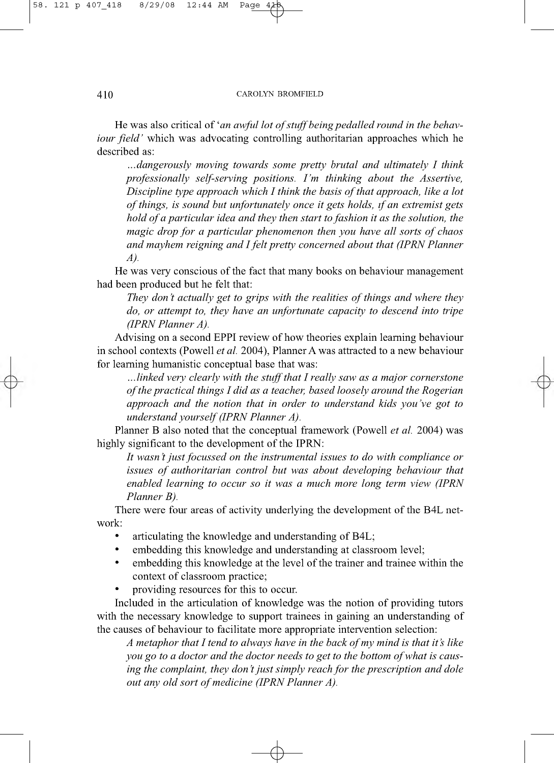He was also critical of '*an awful lot of stuff being pedalled round in the behaviour field'* which was advocating controlling authoritarian approaches which he described as:

> *...dangerously moving towards some pretty brutal and ultimately I think professionally self-serving positions. I'm thinking about the Assertive, Discipline type approach which I think the basis of that approach, like a lot of things, is sound but unfortunately once it gets holds, if an extremist gets hold of a particular idea and they then start to fashion it as the solution, the magic drop for a particular phenomenon then you have all sorts of chaos and mayhem reigning and I felt pretty concerned about that (IPRN Planner A).*

He was very conscious of the fact that many books on behaviour management had been produced but he felt that:

> *They don't actually get to grips with the realities of things and where they do, or attempt to, they have an unfortunate capacity to descend into tripe (IPRN Planner A).*

Advising on a second EPPI review of how theories explain learning behaviour in school contexts (Powell *et al.* 2004), Planner A was attracted to a new behaviour for learning humanistic conceptual base that was:

> *...linked very clearly with the stuff that I really saw as a major cornerstone of the practical things I did as a teacher, based loosely around the Rogerian approach and the notion that in order to understand kids you've got to understand yourself (IPRN Planner A).*

Planner B also noted that the conceptual framework (Powell *et al.* 2004) was highly significant to the development of the IPRN:

> *It wasn't just focussed on the instrumental issues to do with compliance or issues of authoritarian control but was about developing behaviour that enabled learning to occur so it was a much more long term view (IPRN Planner B).*

There were four areas of activity underlying the development of the B4L network:

- articulating the knowledge and understanding of B4L;
- embedding this knowledge and understanding at classroom level;
- embedding this knowledge at the level of the trainer and trainee within the context of classroom practice;
- providing resources for this to occur.

Included in the articulation of knowledge was the notion of providing tutors with the necessary knowledge to support trainees in gaining an understanding of the causes of behaviour to facilitate more appropriate intervention selection:

> *A metaphor that I tend to always have in the back of my mind is that it's like you go to a doctor and the doctor needs to get to the bottom of what is causing the complaint, they don't just simply reach for the prescription and dole out any old sort of medicine (IPRN Planner A).*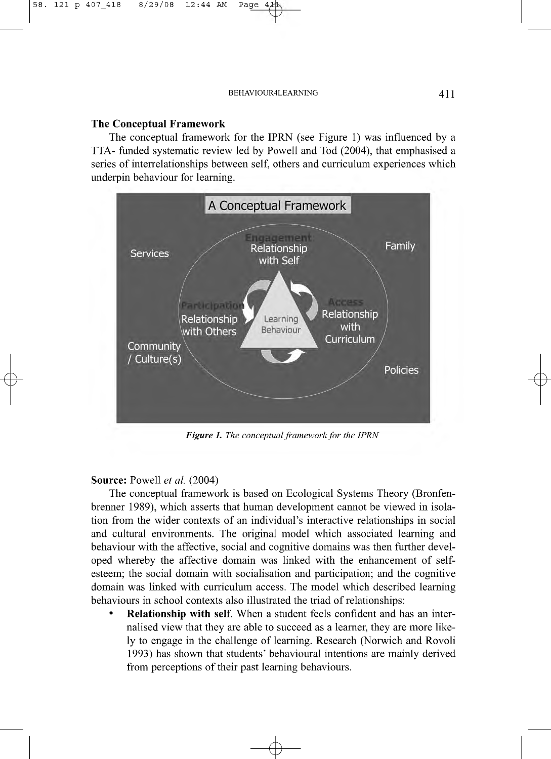## The Conceptual Framework

The conceptual framework for the IPRN (see Figure 1) was influenced by a TTA- funded systematic review led by Powell and Tod (2004), that emphasised a series of interrelationships between self, others and curriculum experiences which underpin behaviour for learning.

*Figure 1. The conceptual framework for the IPRN*

**Source:** Powell *et al.* (2004)

The conceptual framework is based on Ecological Systems Theory (Bronfenbrenner 1989), which asserts that human development cannot be viewed in isolation from the wider contexts of an individual's interactive relationships in social and cultural environments. The original model which associated learning and behaviour with the affective, social and cognitive domains was then further developed whereby the affective domain was linked with the enhancement of self-esteem; the social domain with socialisation and participation; and the cognitive domain was linked with curriculum access. The model which described learning behaviours in school contexts also illustrated the triad of relationships:

- **Relationship with self**. When a student feels confident and has an internalised view that they are able to succeed as a learner, they are more likely to engage in the challenge of learning. Research (Norwich and Rovoli 1993) has shown that students' behavioural intentions are mainly derived from perceptions of their past learning behaviours.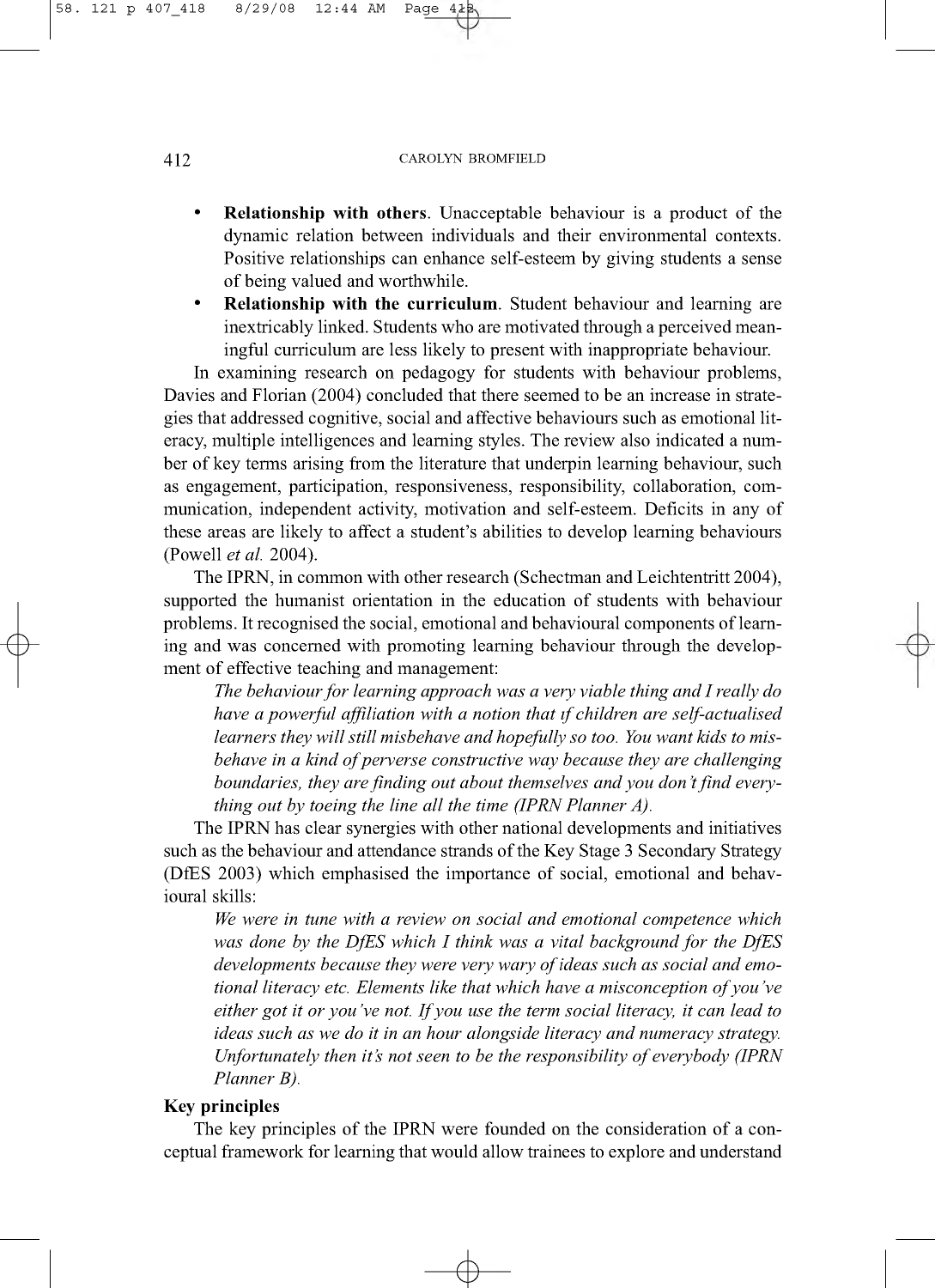- **Relationship with others**. Unacceptable behaviour is a product of the dynamic relation between individuals and their environmental contexts. Positive relationships can enhance self-esteem by giving students a sense of being valued and worthwhile.
- **Relationship with the curriculum**. Student behaviour and learning are inextricably linked. Students who are motivated through a perceived meaningful curriculum are less likely to present with inappropriate behaviour.

In examining research on pedagogy for students with behaviour problems, Davies and Florian (2004) concluded that there seemed to be an increase in strategies that addressed cognitive, social and affective behaviours such as emotional literacy, multiple intelligences and learning styles. The review also indicated a number of key terms arising from the literature that underpin learning behaviour, such as engagement, participation, responsiveness, responsibility, collaboration, communication, independent activity, motivation and self-esteem. Deficits in any of these areas are likely to affect a student's abilities to develop learning behaviours (Powell *et al.* 2004).

The IPRN, in common with other research (Schectman and Leichtentritt 2004), supported the humanist orientation in the education of students with behaviour problems. It recognised the social, emotional and behavioural components of learning and was concerned with promoting learning behaviour through the development of effective teaching and management:

> *The behaviour for learning approach was a very viable thing and I really do have a powerful affiliation with a notion that if children are self-actualised learners they will still misbehave and hopefully so too. You want kids to misbehave in a kind of perverse constructive way because they are challenging boundaries, they are finding out about themselves and you don't find everything out by toeing the line all the time (IPRN Planner A).*

The IPRN has clear synergies with other national developments and initiatives such as the behaviour and attendance strands of the Key Stage 3 Secondary Strategy (DfES 2003) which emphasised the importance of social, emotional and behavioural skills:

> *We were in tune with a review on social and emotional competence which was done by the DfES which I think was a vital background for the DfES developments because they were very wary of ideas such as social and emotional literacy etc. Elements like that which have a misconception of you've either got it or you've not. If you use the term social literacy, it can lead to ideas such as we do it in an hour alongside literacy and numeracy strategy. Unfortunately then it's not seen to be the responsibility of everybody (IPRN Planner B).*

**Key principles**

The key principles of the IPRN were founded on the consideration of a conceptual framework for learning that would allow trainees to explore and understand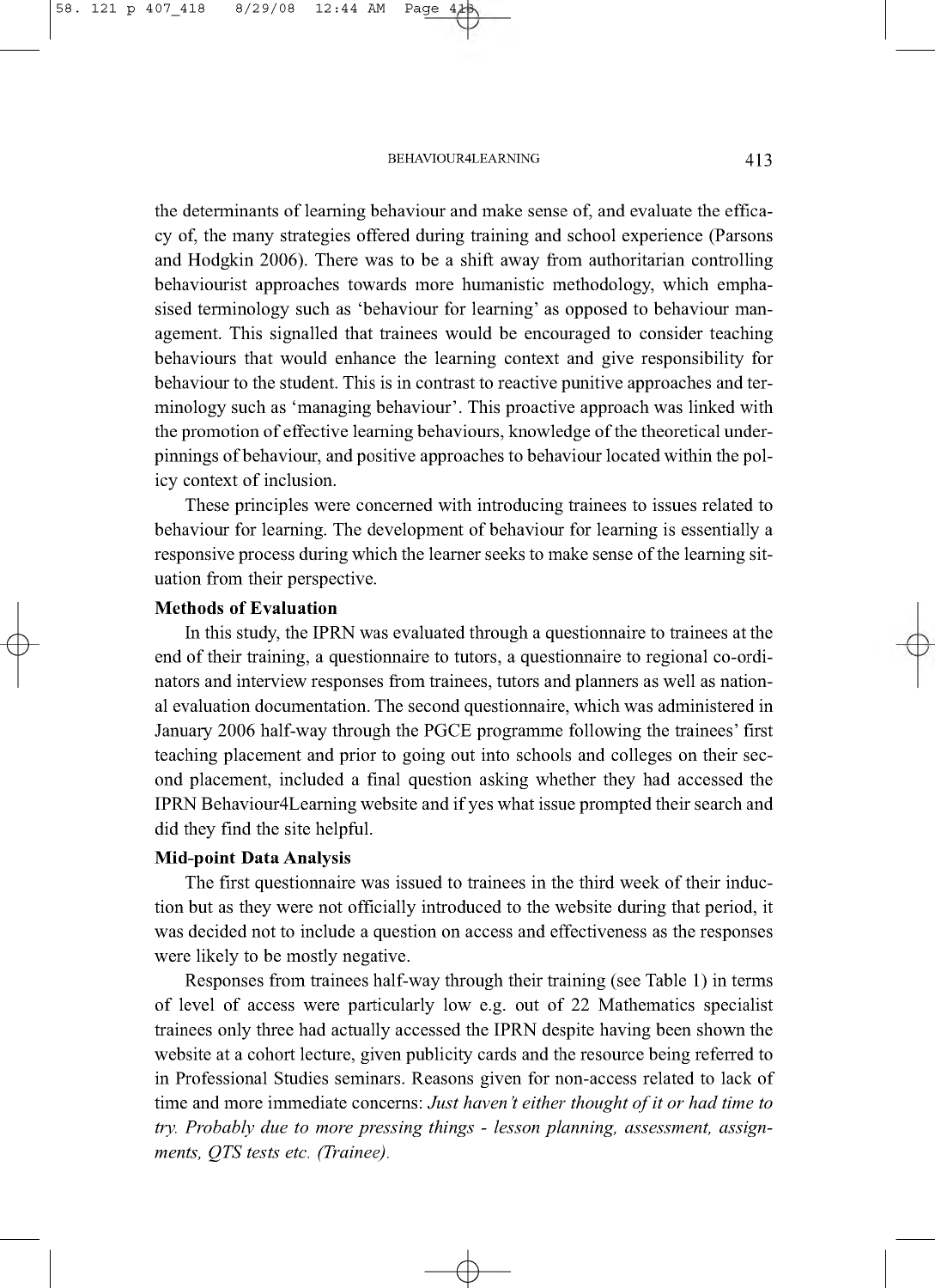the determinants of learning behaviour and make sense of, and evaluate the efficacy of, the many strategies offered during training and school experience (Parsons and Hodgkin 2006). There was to be a shift away from authoritarian controlling behaviourist approaches towards more humanistic methodology, which emphasised terminology such as 'behaviour for learning' as opposed to behaviour management. This signalled that trainees would be encouraged to consider teaching behaviours that would enhance the learning context and give responsibility for behaviour to the student. This is in contrast to reactive punitive approaches and terminology such as 'managing behaviour'. This proactive approach was linked with the promotion of effective learning behaviours, knowledge of the theoretical underpinnings of behaviour, and positive approaches to behaviour located within the policy context of inclusion.

These principles were concerned with introducing trainees to issues related to behaviour for learning. The development of behaviour for learning is essentially a responsive process during which the learner seeks to make sense of the learning situation from their perspective.

**Methods of Evaluation**

In this study, the IPRN was evaluated through a questionnaire to trainees at the end of their training, a questionnaire to tutors, a questionnaire to regional co-ordinators and interview responses from trainees, tutors and planners as well as national evaluation documentation. The second questionnaire, which was administered in January 2006 half-way through the PGCE programme following the trainees' first teaching placement and prior to going out into schools and colleges on their second placement, included a final question asking whether they had accessed the IPRN Behaviour4Learning website and if yes what issue prompted their search and did they find the site helpful.

**Mid-point Data Analysis**

The first questionnaire was issued to trainees in the third week of their induction but as they were not officially introduced to the website during that period, it was decided not to include a question on access and effectiveness as the responses were likely to be mostly negative.

Responses from trainees half-way through their training (see Table 1) in terms of level of access were particularly low e.g. out of 22 Mathematics specialist trainees only three had actually accessed the IPRN despite having been shown the website at a cohort lecture, given publicity cards and the resource being referred to in Professional Studies seminars. Reasons given for non-access related to lack of time and more immediate concerns: *Just haven't either thought of it or had time to try. Probably due to more pressing things - lesson planning, assessment, assignments, QTS tests etc. (Trainee).*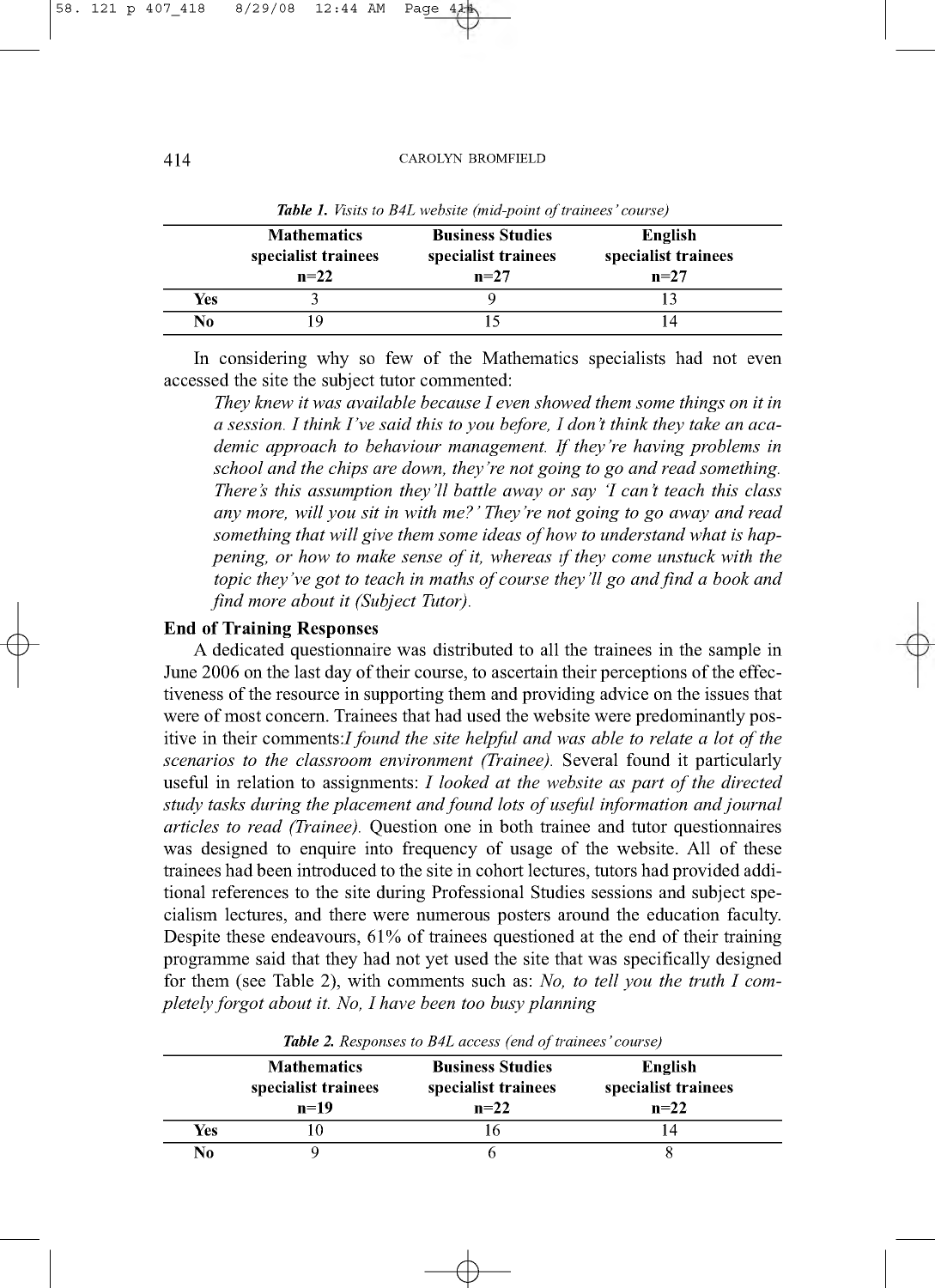*Table 1. Visits to B4L website (mid-point of trainees' course)*

| | Mathematics specialist trainees n=22 | Business Studies specialist trainees n=27 | English specialist trainees n=27 |
|---|---|---|---|
| **Yes** | 3 | 9 | 13 |
| **No** | 19 | 15 | 14 |

In considering why so few of the Mathematics specialists had not even accessed the site the subject tutor commented:

> *They knew it was available because I even showed them some things on it in a session. I think I've said this to you before, I don't think they take an academic approach to behaviour management. If they're having problems in school and the chips are down, they're not going to go and read something. There's this assumption they'll battle away or say 'I can't teach this class any more, will you sit in with me?' They're not going to go away and read something that will give them some ideas of how to understand what is happening, or how to make sense of it, whereas if they come unstuck with the topic they've got to teach in maths of course they'll go and find a book and find more about it (Subject Tutor).*

### End of Training Responses

A dedicated questionnaire was distributed to all the trainees in the sample in June 2006 on the last day of their course, to ascertain their perceptions of the effectiveness of the resource in supporting them and providing advice on the issues that were of most concern. Trainees that had used the website were predominantly positive in their comments:*I found the site helpful and was able to relate a lot of the scenarios to the classroom environment (Trainee).* Several found it particularly useful in relation to assignments: *I looked at the website as part of the directed study tasks during the placement and found lots of useful information and journal articles to read (Trainee).* Question one in both trainee and tutor questionnaires was designed to enquire into frequency of usage of the website. All of these trainees had been introduced to the site in cohort lectures, tutors had provided additional references to the site during Professional Studies sessions and subject specialism lectures, and there were numerous posters around the education faculty. Despite these endeavours, 61% of trainees questioned at the end of their training programme said that they had not yet used the site that was specifically designed for them (see Table 2), with comments such as: *No, to tell you the truth I completely forgot about it. No, I have been too busy planning*

*Table 2. Responses to B4L access (end of trainees' course)*

| | Mathematics specialist trainees n=19 | Business Studies specialist trainees n=22 | English specialist trainees n=22 |
|---|---|---|---|
| **Yes** | 10 | 16 | 14 |
| **No** | 9 | 6 | 8 |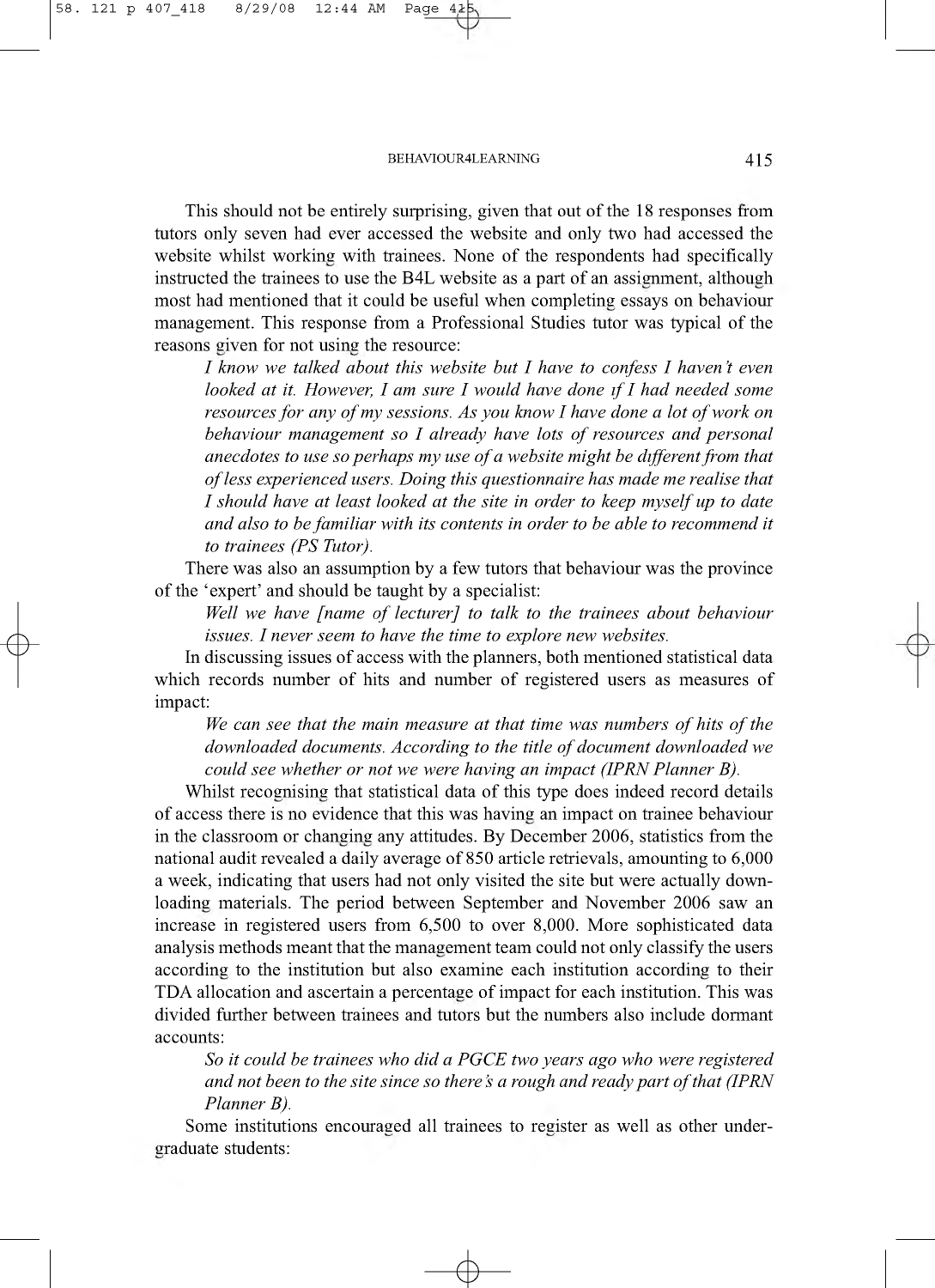This should not be entirely surprising, given that out of the 18 responses from tutors only seven had ever accessed the website and only two had accessed the website whilst working with trainees. None of the respondents had specifically instructed the trainees to use the B4L website as a part of an assignment, although most had mentioned that it could be useful when completing essays on behaviour management. This response from a Professional Studies tutor was typical of the reasons given for not using the resource:

> *I know we talked about this website but I have to confess I haven't even looked at it. However, I am sure I would have done if I had needed some resources for any of my sessions. As you know I have done a lot of work on behaviour management so I already have lots of resources and personal anecdotes to use so perhaps my use of a website might be different from that of less experienced users. Doing this questionnaire has made me realise that I should have at least looked at the site in order to keep myself up to date and also to be familiar with its contents in order to be able to recommend it to trainees (PS Tutor).*

There was also an assumption by a few tutors that behaviour was the province of the 'expert' and should be taught by a specialist:

> *Well we have [name of lecturer] to talk to the trainees about behaviour issues. I never seem to have the time to explore new websites.*

In discussing issues of access with the planners, both mentioned statistical data which records number of hits and number of registered users as measures of impact:

> *We can see that the main measure at that time was numbers of hits of the downloaded documents. According to the title of document downloaded we could see whether or not we were having an impact (IPRN Planner B).*

Whilst recognising that statistical data of this type does indeed record details of access there is no evidence that this was having an impact on trainee behaviour in the classroom or changing any attitudes. By December 2006, statistics from the national audit revealed a daily average of 850 article retrievals, amounting to 6,000 a week, indicating that users had not only visited the site but were actually downloading materials. The period between September and November 2006 saw an increase in registered users from 6,500 to over 8,000. More sophisticated data analysis methods meant that the management team could not only classify the users according to the institution but also examine each institution according to their TDA allocation and ascertain a percentage of impact for each institution. This was divided further between trainees and tutors but the numbers also include dormant accounts:

> *So it could be trainees who did a PGCE two years ago who were registered and not been to the site since so there's a rough and ready part of that (IPRN Planner B).*

Some institutions encouraged all trainees to register as well as other undergraduate students: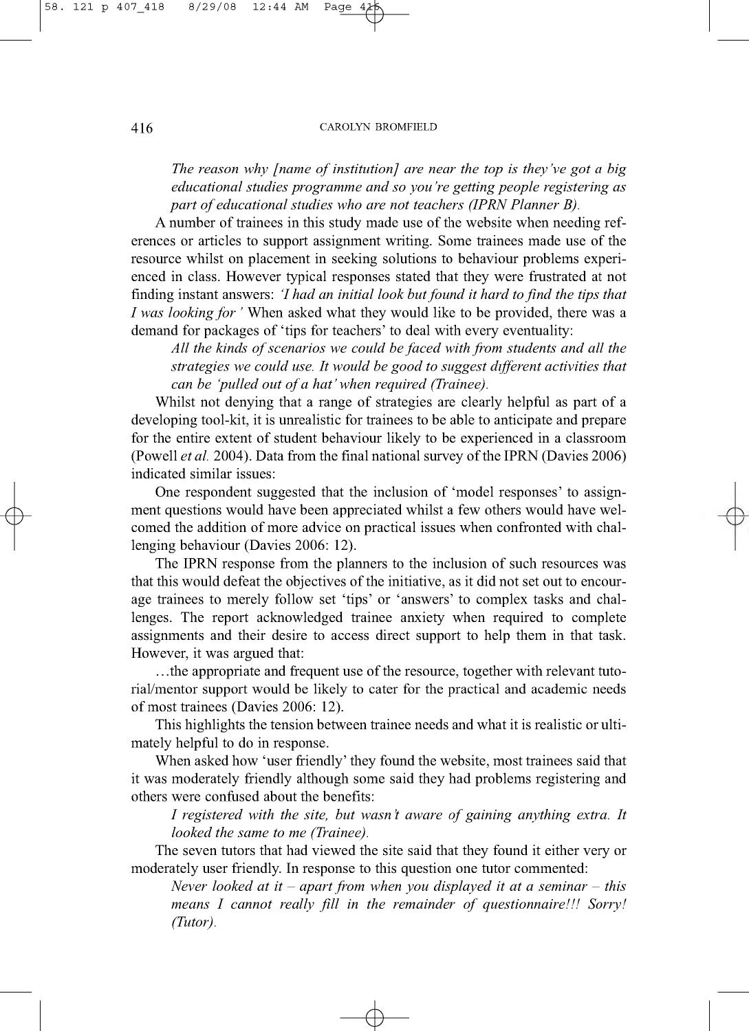*The reason why [name of institution] are near the top is they've got a big educational studies programme and so you're getting people registering as part of educational studies who are not teachers (IPRN Planner B).*

A number of trainees in this study made use of the website when needing references or articles to support assignment writing. Some trainees made use of the resource whilst on placement in seeking solutions to behaviour problems experienced in class. However typical responses stated that they were frustrated at not finding instant answers: *'I had an initial look but found it hard to find the tips that I was looking for'* When asked what they would like to be provided, there was a demand for packages of 'tips for teachers' to deal with every eventuality:

*All the kinds of scenarios we could be faced with from students and all the strategies we could use. It would be good to suggest different activities that can be 'pulled out of a hat' when required (Trainee).*

Whilst not denying that a range of strategies are clearly helpful as part of a developing tool-kit, it is unrealistic for trainees to be able to anticipate and prepare for the entire extent of student behaviour likely to be experienced in a classroom (Powell *et al.* 2004). Data from the final national survey of the IPRN (Davies 2006) indicated similar issues:

One respondent suggested that the inclusion of 'model responses' to assignment questions would have been appreciated whilst a few others would have welcomed the addition of more advice on practical issues when confronted with challenging behaviour (Davies 2006: 12).

The IPRN response from the planners to the inclusion of such resources was that this would defeat the objectives of the initiative, as it did not set out to encourage trainees to merely follow set 'tips' or 'answers' to complex tasks and challenges. The report acknowledged trainee anxiety when required to complete assignments and their desire to access direct support to help them in that task. However, it was argued that:

…the appropriate and frequent use of the resource, together with relevant tutorial/mentor support would be likely to cater for the practical and academic needs of most trainees (Davies 2006: 12).

This highlights the tension between trainee needs and what it is realistic or ultimately helpful to do in response.

When asked how 'user friendly' they found the website, most trainees said that it was moderately friendly although some said they had problems registering and others were confused about the benefits:

*I registered with the site, but wasn't aware of gaining anything extra. It looked the same to me (Trainee).*

The seven tutors that had viewed the site said that they found it either very or moderately user friendly. In response to this question one tutor commented:

*Never looked at it – apart from when you displayed it at a seminar – this means I cannot really fill in the remainder of questionnaire!!! Sorry! (Tutor).*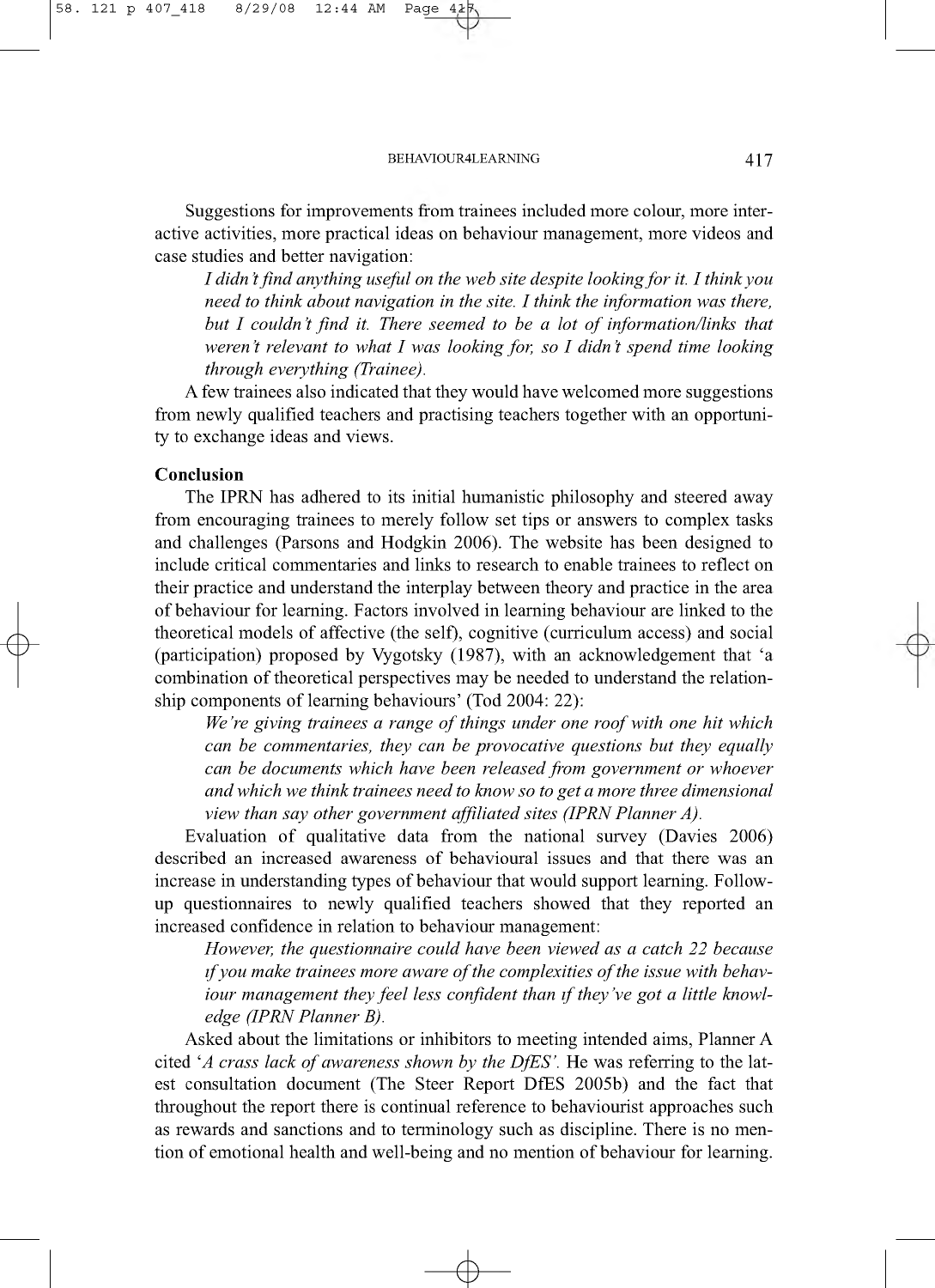Suggestions for improvements from trainees included more colour, more interactive activities, more practical ideas on behaviour management, more videos and case studies and better navigation:

> *I didn't find anything useful on the web site despite looking for it. I think you need to think about navigation in the site. I think the information was there, but I couldn't find it. There seemed to be a lot of information/links that weren't relevant to what I was looking for, so I didn't spend time looking through everything (Trainee).*

A few trainees also indicated that they would have welcomed more suggestions from newly qualified teachers and practising teachers together with an opportunity to exchange ideas and views.

**Conclusion**

The IPRN has adhered to its initial humanistic philosophy and steered away from encouraging trainees to merely follow set tips or answers to complex tasks and challenges (Parsons and Hodgkin 2006). The website has been designed to include critical commentaries and links to research to enable trainees to reflect on their practice and understand the interplay between theory and practice in the area of behaviour for learning. Factors involved in learning behaviour are linked to the theoretical models of affective (the self), cognitive (curriculum access) and social (participation) proposed by Vygotsky (1987), with an acknowledgement that 'a combination of theoretical perspectives may be needed to understand the relationship components of learning behaviours' (Tod 2004: 22):

> *We're giving trainees a range of things under one roof with one hit which can be commentaries, they can be provocative questions but they equally can be documents which have been released from government or whoever and which we think trainees need to know so to get a more three dimensional view than say other government affiliated sites (IPRN Planner A).*

Evaluation of qualitative data from the national survey (Davies 2006) described an increased awareness of behavioural issues and that there was an increase in understanding types of behaviour that would support learning. Follow-up questionnaires to newly qualified teachers showed that they reported an increased confidence in relation to behaviour management:

> *However, the questionnaire could have been viewed as a catch 22 because if you make trainees more aware of the complexities of the issue with behaviour management they feel less confident than if they've got a little knowledge (IPRN Planner B).*

Asked about the limitations or inhibitors to meeting intended aims, Planner A cited '*A crass lack of awareness shown by the DfES'*. He was referring to the latest consultation document (The Steer Report DfES 2005b) and the fact that throughout the report there is continual reference to behaviourist approaches such as rewards and sanctions and to terminology such as discipline. There is no mention of emotional health and well-being and no mention of behaviour for learning.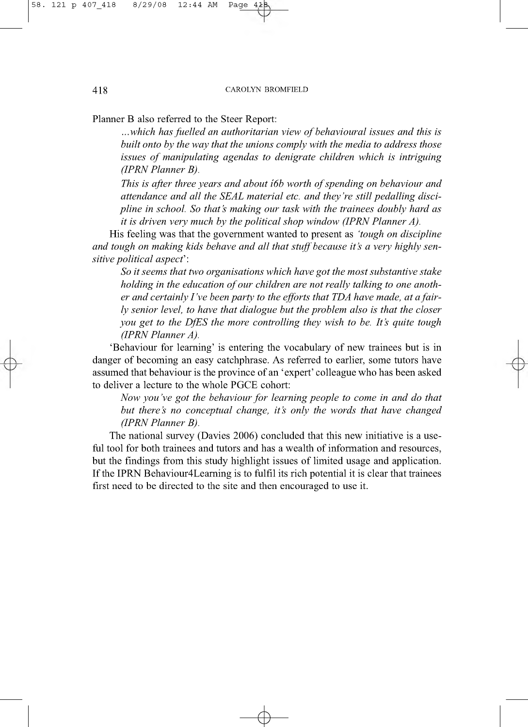Planner B also referred to the Steer Report:

> *...which has fuelled an authoritarian view of behavioural issues and this is built onto by the way that the unions comply with the media to address those issues of manipulating agendas to denigrate children which is intriguing (IPRN Planner B).*
>
> *This is after three years and about í6b worth of spending on behaviour and attendance and all the SEAL material etc. and they're still pedalling discipline in school. So that's making our task with the trainees doubly hard as it is driven very much by the political shop window (IPRN Planner A).*

His feeling was that the government wanted to present as *'tough on discipline and tough on making kids behave and all that stuff because it's a very highly sensitive political aspect*':

> *So it seems that two organisations which have got the most substantive stake holding in the education of our children are not really talking to one another and certainly I've been party to the efforts that TDA have made, at a fairly senior level, to have that dialogue but the problem also is that the closer you get to the DfES the more controlling they wish to be. It's quite tough (IPRN Planner A).*

'Behaviour for learning' is entering the vocabulary of new trainees but is in danger of becoming an easy catchphrase. As referred to earlier, some tutors have assumed that behaviour is the province of an 'expert' colleague who has been asked to deliver a lecture to the whole PGCE cohort:

> *Now you've got the behaviour for learning people to come in and do that but there's no conceptual change, it's only the words that have changed (IPRN Planner B).*

The national survey (Davies 2006) concluded that this new initiative is a useful tool for both trainees and tutors and has a wealth of information and resources, but the findings from this study highlight issues of limited usage and application. If the IPRN Behaviour4Learning is to fulfil its rich potential it is clear that trainees first need to be directed to the site and then encouraged to use it.